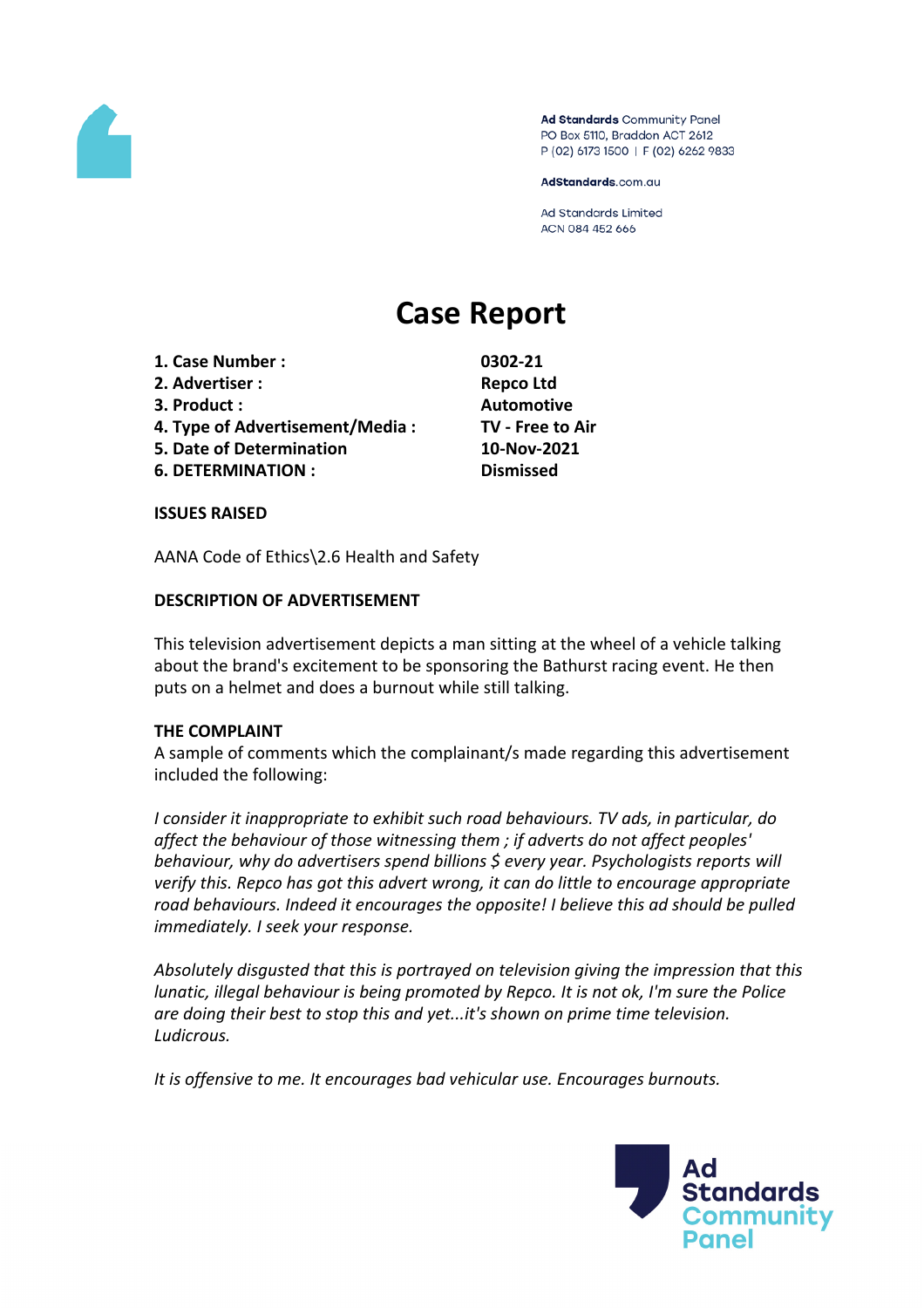Ad Standards Community Panel
PO Box 5110, Braddon ACT 2612
P (02) 6173 1500 | F (02) 6262 9833

AdStandards.com.au

Ad Standards Limited
ACN 084 452 666

# Case Report

| | |
|---|---|
| **1. Case Number :** | **0302-21** |
| **2. Advertiser :** | **Repco Ltd** |
| **3. Product :** | **Automotive** |
| **4. Type of Advertisement/Media :** | **TV - Free to Air** |
| **5. Date of Determination** | **10-Nov-2021** |
| **6. DETERMINATION :** | **Dismissed** |

**ISSUES RAISED**

AANA Code of Ethics\2.6 Health and Safety

**DESCRIPTION OF ADVERTISEMENT**

This television advertisement depicts a man sitting at the wheel of a vehicle talking about the brand's excitement to be sponsoring the Bathurst racing event. He then puts on a helmet and does a burnout while still talking.

**THE COMPLAINT**

A sample of comments which the complainant/s made regarding this advertisement included the following:

*I consider it inappropriate to exhibit such road behaviours. TV ads, in particular, do affect the behaviour of those witnessing them ; if adverts do not affect peoples' behaviour, why do advertisers spend billions $ every year. Psychologists reports will verify this. Repco has got this advert wrong, it can do little to encourage appropriate road behaviours. Indeed it encourages the opposite! I believe this ad should be pulled immediately. I seek your response.*

*Absolutely disgusted that this is portrayed on television giving the impression that this lunatic, illegal behaviour is being promoted by Repco. It is not ok, I'm sure the Police are doing their best to stop this and yet...it's shown on prime time television. Ludicrous.*

*It is offensive to me. It encourages bad vehicular use. Encourages burnouts.*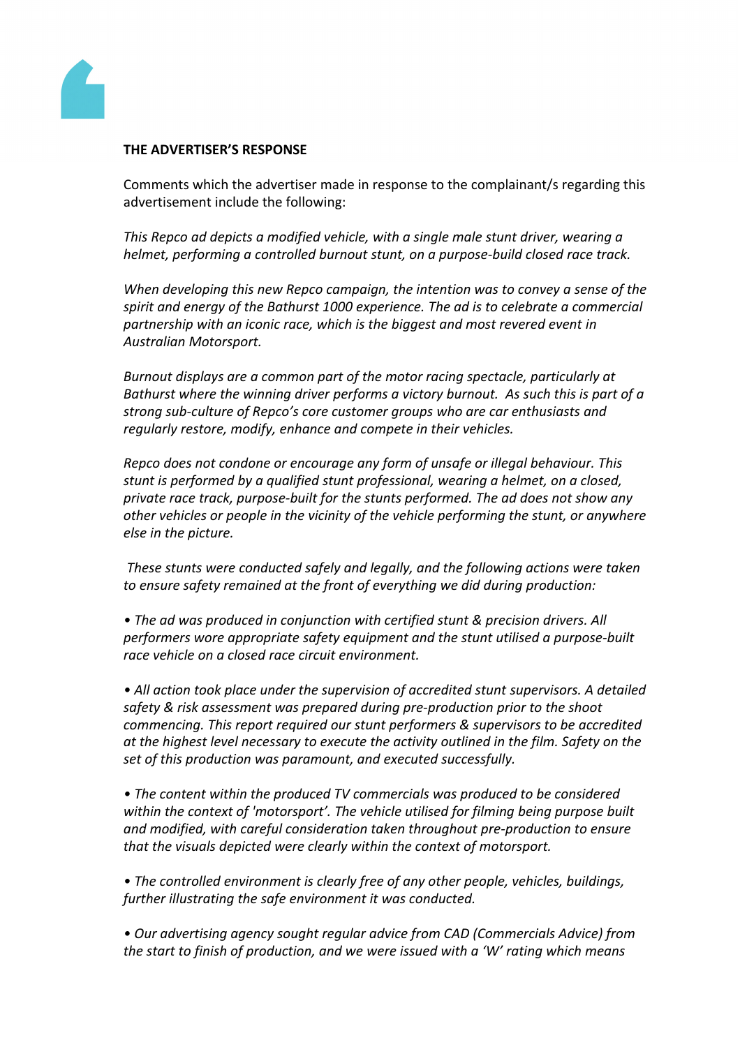**THE ADVERTISER'S RESPONSE**

Comments which the advertiser made in response to the complainant/s regarding this advertisement include the following:

*This Repco ad depicts a modified vehicle, with a single male stunt driver, wearing a helmet, performing a controlled burnout stunt, on a purpose-build closed race track.*

*When developing this new Repco campaign, the intention was to convey a sense of the spirit and energy of the Bathurst 1000 experience. The ad is to celebrate a commercial partnership with an iconic race, which is the biggest and most revered event in Australian Motorsport.*

*Burnout displays are a common part of the motor racing spectacle, particularly at Bathurst where the winning driver performs a victory burnout. As such this is part of a strong sub-culture of Repco's core customer groups who are car enthusiasts and regularly restore, modify, enhance and compete in their vehicles.*

*Repco does not condone or encourage any form of unsafe or illegal behaviour. This stunt is performed by a qualified stunt professional, wearing a helmet, on a closed, private race track, purpose-built for the stunts performed. The ad does not show any other vehicles or people in the vicinity of the vehicle performing the stunt, or anywhere else in the picture.*

*These stunts were conducted safely and legally, and the following actions were taken to ensure safety remained at the front of everything we did during production:*

- *The ad was produced in conjunction with certified stunt & precision drivers. All performers wore appropriate safety equipment and the stunt utilised a purpose-built race vehicle on a closed race circuit environment.*

- *All action took place under the supervision of accredited stunt supervisors. A detailed safety & risk assessment was prepared during pre-production prior to the shoot commencing. This report required our stunt performers & supervisors to be accredited at the highest level necessary to execute the activity outlined in the film. Safety on the set of this production was paramount, and executed successfully.*

- *The content within the produced TV commercials was produced to be considered within the context of 'motorsport'. The vehicle utilised for filming being purpose built and modified, with careful consideration taken throughout pre-production to ensure that the visuals depicted were clearly within the context of motorsport.*

- *The controlled environment is clearly free of any other people, vehicles, buildings, further illustrating the safe environment it was conducted.*

- *Our advertising agency sought regular advice from CAD (Commercials Advice) from the start to finish of production, and we were issued with a 'W' rating which means*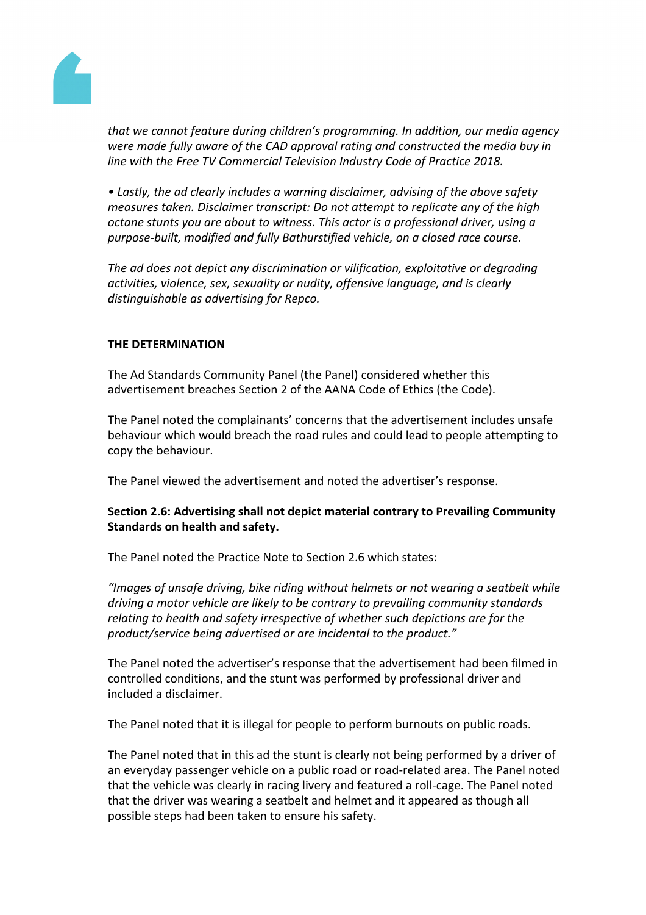*that we cannot feature during children's programming. In addition, our media agency were made fully aware of the CAD approval rating and constructed the media buy in line with the Free TV Commercial Television Industry Code of Practice 2018.*

*• Lastly, the ad clearly includes a warning disclaimer, advising of the above safety measures taken. Disclaimer transcript: Do not attempt to replicate any of the high octane stunts you are about to witness. This actor is a professional driver, using a purpose-built, modified and fully Bathurstified vehicle, on a closed race course.*

*The ad does not depict any discrimination or vilification, exploitative or degrading activities, violence, sex, sexuality or nudity, offensive language, and is clearly distinguishable as advertising for Repco.*

**THE DETERMINATION**

The Ad Standards Community Panel (the Panel) considered whether this advertisement breaches Section 2 of the AANA Code of Ethics (the Code).

The Panel noted the complainants' concerns that the advertisement includes unsafe behaviour which would breach the road rules and could lead to people attempting to copy the behaviour.

The Panel viewed the advertisement and noted the advertiser's response.

**Section 2.6: Advertising shall not depict material contrary to Prevailing Community Standards on health and safety.**

The Panel noted the Practice Note to Section 2.6 which states:

*"Images of unsafe driving, bike riding without helmets or not wearing a seatbelt while driving a motor vehicle are likely to be contrary to prevailing community standards relating to health and safety irrespective of whether such depictions are for the product/service being advertised or are incidental to the product."*

The Panel noted the advertiser's response that the advertisement had been filmed in controlled conditions, and the stunt was performed by professional driver and included a disclaimer.

The Panel noted that it is illegal for people to perform burnouts on public roads.

The Panel noted that in this ad the stunt is clearly not being performed by a driver of an everyday passenger vehicle on a public road or road-related area. The Panel noted that the vehicle was clearly in racing livery and featured a roll-cage. The Panel noted that the driver was wearing a seatbelt and helmet and it appeared as though all possible steps had been taken to ensure his safety.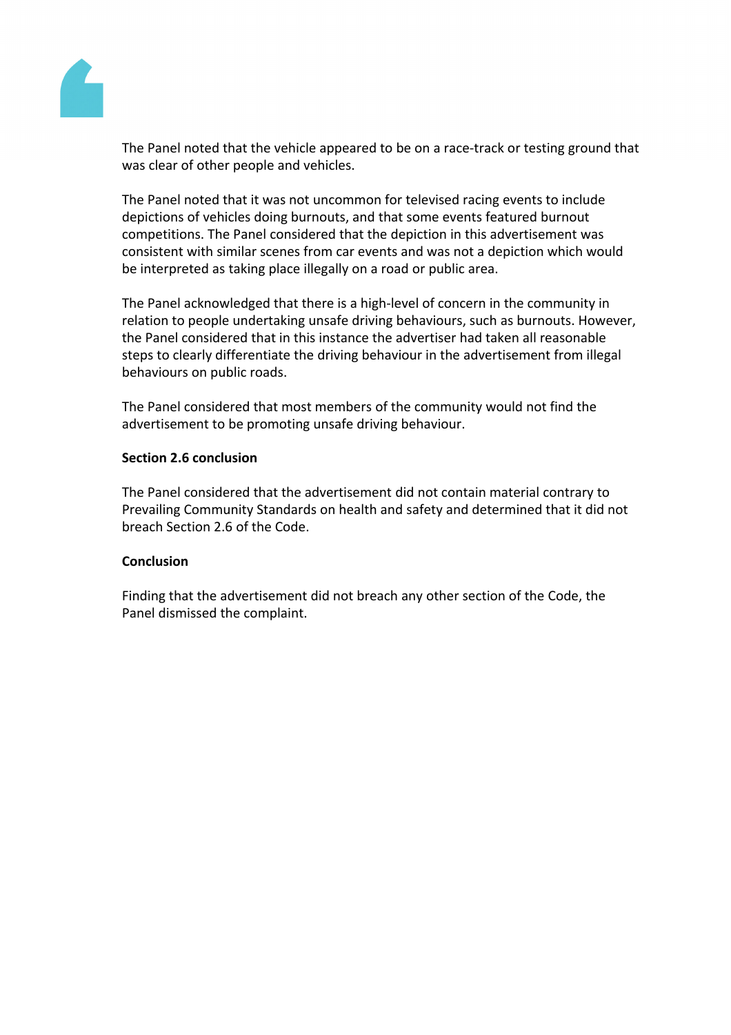The Panel noted that the vehicle appeared to be on a race-track or testing ground that was clear of other people and vehicles.

The Panel noted that it was not uncommon for televised racing events to include depictions of vehicles doing burnouts, and that some events featured burnout competitions. The Panel considered that the depiction in this advertisement was consistent with similar scenes from car events and was not a depiction which would be interpreted as taking place illegally on a road or public area.

The Panel acknowledged that there is a high-level of concern in the community in relation to people undertaking unsafe driving behaviours, such as burnouts. However, the Panel considered that in this instance the advertiser had taken all reasonable steps to clearly differentiate the driving behaviour in the advertisement from illegal behaviours on public roads.

The Panel considered that most members of the community would not find the advertisement to be promoting unsafe driving behaviour.

**Section 2.6 conclusion**

The Panel considered that the advertisement did not contain material contrary to Prevailing Community Standards on health and safety and determined that it did not breach Section 2.6 of the Code.

**Conclusion**

Finding that the advertisement did not breach any other section of the Code, the Panel dismissed the complaint.